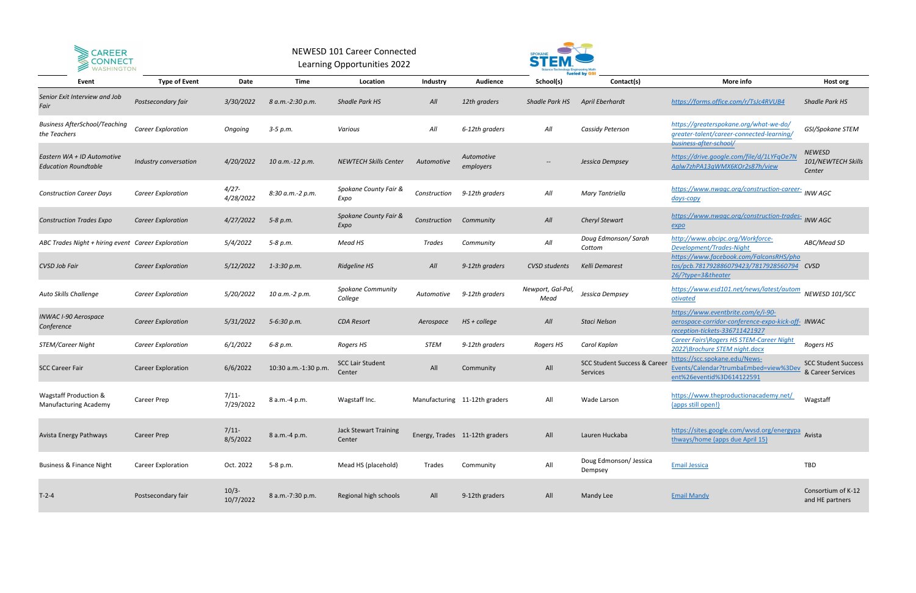# NEWESD 101 Career Connected Learning Opportunities 2022

| Event | Type of Event | Date | Time | Location | Industry | Audience | School(s) | Contact(s) | More info | Host org |
|---|---|---|---|---|---|---|---|---|---|---|
| *Senior Exit Interview and Job Fair* | *Postsecondary fair* | *3/30/2022* | *8 a.m.-2:30 p.m.* | *Shadle Park HS* | *All* | *12th graders* | *Shadle Park HS* | *April Eberhardt* | *https://forms.office.com/r/TsJc4RVUB4* | *Shadle Park HS* |
| *Business AfterSchool/Teaching the Teachers* | *Career Exploration* | *Ongoing* | *3-5 p.m.* | *Various* | *All* | *6-12th graders* | *All* | *Cassidy Peterson* | *https://greaterspokane.org/what-we-do/greater-talent/career-connected-learning/business-after-school/* | *GSI/Spokane STEM* |
| *Eastern WA + ID Automotive Education Roundtable* | *Industry conversation* | *4/20/2022* | *10 a.m.-12 p.m.* | *NEWTECH Skills Center* | *Automotive* | *Automotive employers* | *--* | *Jessica Dempsey* | *https://drive.google.com/file/d/1LYFqOe7NAalw7zhPA13qWMX6KOr2s87h/view* | *NEWESD 101/NEWTECH Skills Center* |
| *Construction Career Days* | *Career Exploration* | *4/27-4/28/2022* | *8:30 a.m.-2 p.m.* | *Spokane County Fair & Expo* | *Construction* | *9-12th graders* | *All* | *Mary Tantriella* | *https://www.nwagc.org/construction-career-days-copy* | *INW AGC* |
| *Construction Trades Expo* | *Career Exploration* | *4/27/2022* | *5-8 p.m.* | *Spokane County Fair & Expo* | *Construction* | *Community* | *All* | *Cheryl Stewart* | *https://www.nwagc.org/construction-trades-expo* | *INW AGC* |
| *ABC Trades Night + hiring event* | *Career Exploration* | *5/4/2022* | *5-8 p.m.* | *Mead HS* | *Trades* | *Community* | *All* | *Doug Edmonson/ Sarah Cottom* | *http://www.abcipc.org/Workforce-Development/Trades-Night* | *ABC/Mead SD* |
| *CVSD Job Fair* | *Career Exploration* | *5/12/2022* | *1-3:30 p.m.* | *Ridgeline HS* | *All* | *9-12th graders* | *CVSD students* | *Kelli Demarest* | *https://www.facebook.com/FalconsRHS/photos/pcb.781792886079423/781792856079426/?type=3&theater* | *CVSD* |
| *Auto Skills Challenge* | *Career Exploration* | *5/20/2022* | *10 a.m.-2 p.m.* | *Spokane Community College* | *Automotive* | *9-12th graders* | *Newport, Gal-Pal, Mead* | *Jessica Dempsey* | *https://www.esd101.net/news/latest/automotivated* | *NEWESD 101/SCC* |
| *INWAC I-90 Aerospace Conference* | *Career Exploration* | *5/31/2022* | *5-6:30 p.m.* | *CDA Resort* | *Aerospace* | *HS + college* | *All* | *Staci Nelson* | *https://www.eventbrite.com/e/i-90-aerospace-corridor-conference-expo-kick-off-reception-tickets-336711421927* | *INWAC* |
| *STEM/Career Night* | *Career Exploration* | *6/1/2022* | *6-8 p.m.* | *Rogers HS* | *STEM* | *9-12th graders* | *Rogers HS* | *Carol Kaplan* | *Career Fairs\Rogers HS STEM-Career Night 2022\Brochure STEM night.docx* | *Rogers HS* |
| SCC Career Fair | Career Exploration | 6/6/2022 | 10:30 a.m.-1:30 p.m. | SCC Lair Student Center | All | Community | All | SCC Student Success & Career Services | https://scc.spokane.edu/News-Events/Calendar?trumbaEmbed=view%3Devent%26eventid%3D614122591 | SCC Student Success & Career Services |
| Wagstaff Production & Manufacturing Academy | Career Prep | 7/11-7/29/2022 | 8 a.m.-4 p.m. | Wagstaff Inc. | Manufacturing | 11-12th graders | All | Wade Larson | https://www.theproductionacademy.net/ (apps still open!) | Wagstaff |
| Avista Energy Pathways | Career Prep | 7/11-8/5/2022 | 8 a.m.-4 p.m. | Jack Stewart Training Center | Energy, Trades | 11-12th graders | All | Lauren Huckaba | https://sites.google.com/wvsd.org/energypathways/home (apps due April 15) | Avista |
| Business & Finance Night | Career Exploration | Oct. 2022 | 5-8 p.m. | Mead HS (placehold) | Trades | Community | All | Doug Edmonson/ Jessica Dempsey | Email Jessica | TBD |
| T-2-4 | Postsecondary fair | 10/3-10/7/2022 | 8 a.m.-7:30 p.m. | Regional high schools | All | 9-12th graders | All | Mandy Lee | Email Mandy | Consortium of K-12 and HE partners |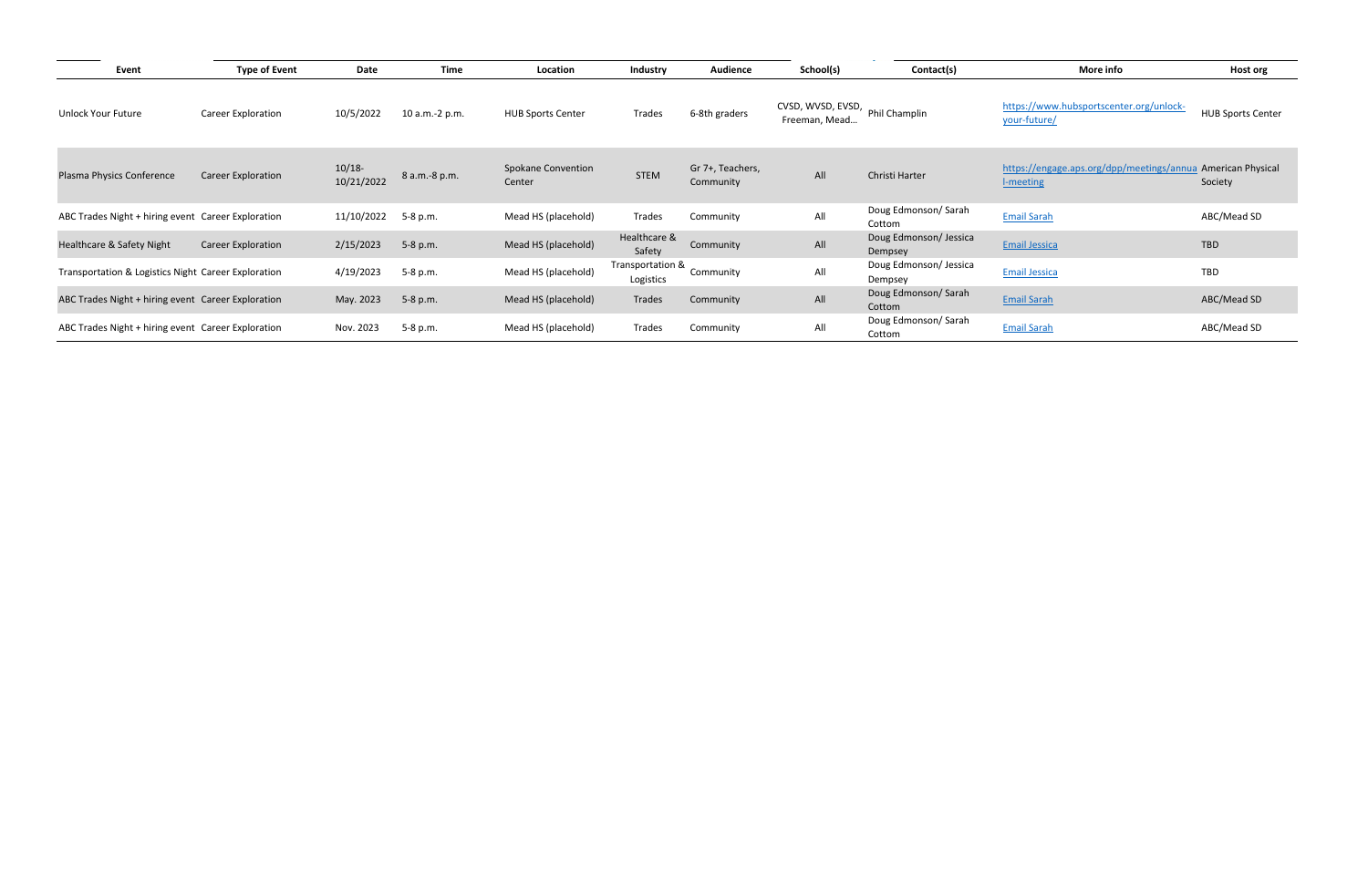| Event | Type of Event | Date | Time | Location | Industry | Audience | School(s) | Contact(s) | More info | Host org |
|---|---|---|---|---|---|---|---|---|---|---|
| Unlock Your Future | Career Exploration | 10/5/2022 | 10 a.m.-2 p.m. | HUB Sports Center | Trades | 6-8th graders | CVSD, WVSD, EVSD, Freeman, Mead… | Phil Champlin | https://www.hubsportscenter.org/unlock-your-future/ | HUB Sports Center |
| Plasma Physics Conference | Career Exploration | 10/18-10/21/2022 | 8 a.m.-8 p.m. | Spokane Convention Center | STEM | Gr 7+, Teachers, Community | All | Christi Harter | https://engage.aps.org/dpp/meetings/annual-meeting | American Physical Society |
| ABC Trades Night + hiring event | Career Exploration | 11/10/2022 | 5-8 p.m. | Mead HS (placehold) | Trades | Community | All | Doug Edmonson/ Sarah Cottom | Email Sarah | ABC/Mead SD |
| Healthcare & Safety Night | Career Exploration | 2/15/2023 | 5-8 p.m. | Mead HS (placehold) | Healthcare & Safety | Community | All | Doug Edmonson/ Jessica Dempsey | Email Jessica | TBD |
| Transportation & Logistics Night | Career Exploration | 4/19/2023 | 5-8 p.m. | Mead HS (placehold) | Transportation & Logistics | Community | All | Doug Edmonson/ Jessica Dempsey | Email Jessica | TBD |
| ABC Trades Night + hiring event | Career Exploration | May. 2023 | 5-8 p.m. | Mead HS (placehold) | Trades | Community | All | Doug Edmonson/ Sarah Cottom | Email Sarah | ABC/Mead SD |
| ABC Trades Night + hiring event | Career Exploration | Nov. 2023 | 5-8 p.m. | Mead HS (placehold) | Trades | Community | All | Doug Edmonson/ Sarah Cottom | Email Sarah | ABC/Mead SD |